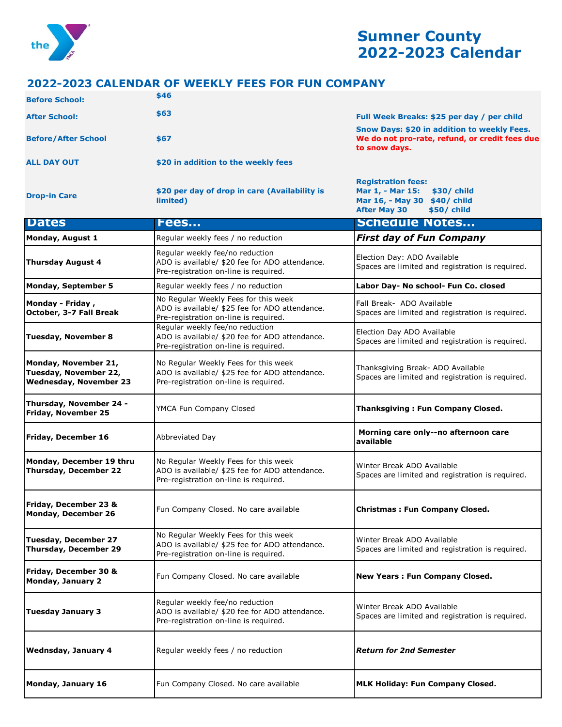# Sumner County 2022-2023 Calendar

## 2022-2023 CALENDAR OF WEEKLY FEES FOR FUN COMPANY

| | | |
|---|---|---|
| **Before School:** | **$46** | |
| **After School:** | **$63** | **Full Week Breaks: $25 per day / per child** |
| **Before/After School** | **$67** | **Snow Days: $20 in addition to weekly Fees. We do not pro-rate, refund, or credit fees due to snow days.** |
| **ALL DAY OUT** | **$20 in addition to the weekly fees** | |
| **Drop-in Care** | **$20 per day of drop in care (Availability is limited)** | **Registration fees:**<br>**Mar 1, - Mar 15: $30/ child**<br>**Mar 16, - May 30 $40/ child**<br>**After May 30 $50/ child** |

| Dates | Fees... | Schedule Notes... |
|---|---|---|
| **Monday, August 1** | Regular weekly fees / no reduction | ***First day of Fun Company*** |
| **Thursday August 4** | Regular weekly fee/no reduction<br>ADO is available/ $20 fee for ADO attendance.<br>Pre-registration on-line is required. | Election Day: ADO Available<br>Spaces are limited and registration is required. |
| **Monday, September 5** | Regular weekly fees / no reduction | **Labor Day- No school- Fun Co. closed** |
| **Monday - Friday , October, 3-7 Fall Break** | No Regular Weekly Fees for this week<br>ADO is available/ $25 fee for ADO attendance.<br>Pre-registration on-line is required. | Fall Break- ADO Available<br>Spaces are limited and registration is required. |
| **Tuesday, November 8** | Regular weekly fee/no reduction<br>ADO is available/ $20 fee for ADO attendance.<br>Pre-registration on-line is required. | Election Day ADO Available<br>Spaces are limited and registration is required. |
| **Monday, November 21, Tuesday, November 22, Wednesday, November 23** | No Regular Weekly Fees for this week<br>ADO is available/ $25 fee for ADO attendance.<br>Pre-registration on-line is required. | Thanksgiving Break- ADO Available<br>Spaces are limited and registration is required. |
| **Thursday, November 24 - Friday, November 25** | YMCA Fun Company Closed | **Thanksgiving : Fun Company Closed.** |
| **Friday, December 16** | Abbreviated Day | **Morning care only--no afternoon care available** |
| **Monday, December 19 thru Thursday, December 22** | No Regular Weekly Fees for this week<br>ADO is available/ $25 fee for ADO attendance.<br>Pre-registration on-line is required. | Winter Break ADO Available<br>Spaces are limited and registration is required. |
| **Friday, December 23 & Monday, December 26** | Fun Company Closed. No care available | **Christmas : Fun Company Closed.** |
| **Tuesday, December 27 Thursday, December 29** | No Regular Weekly Fees for this week<br>ADO is available/ $25 fee for ADO attendance.<br>Pre-registration on-line is required. | Winter Break ADO Available<br>Spaces are limited and registration is required. |
| **Friday, December 30 & Monday, January 2** | Fun Company Closed. No care available | **New Years : Fun Company Closed.** |
| **Tuesday January 3** | Regular weekly fee/no reduction<br>ADO is available/ $20 fee for ADO attendance.<br>Pre-registration on-line is required. | Winter Break ADO Available<br>Spaces are limited and registration is required. |
| **Wednsday, January 4** | Regular weekly fees / no reduction | ***Return for 2nd Semester*** |
| **Monday, January 16** | Fun Company Closed. No care available | **MLK Holiday: Fun Company Closed.** |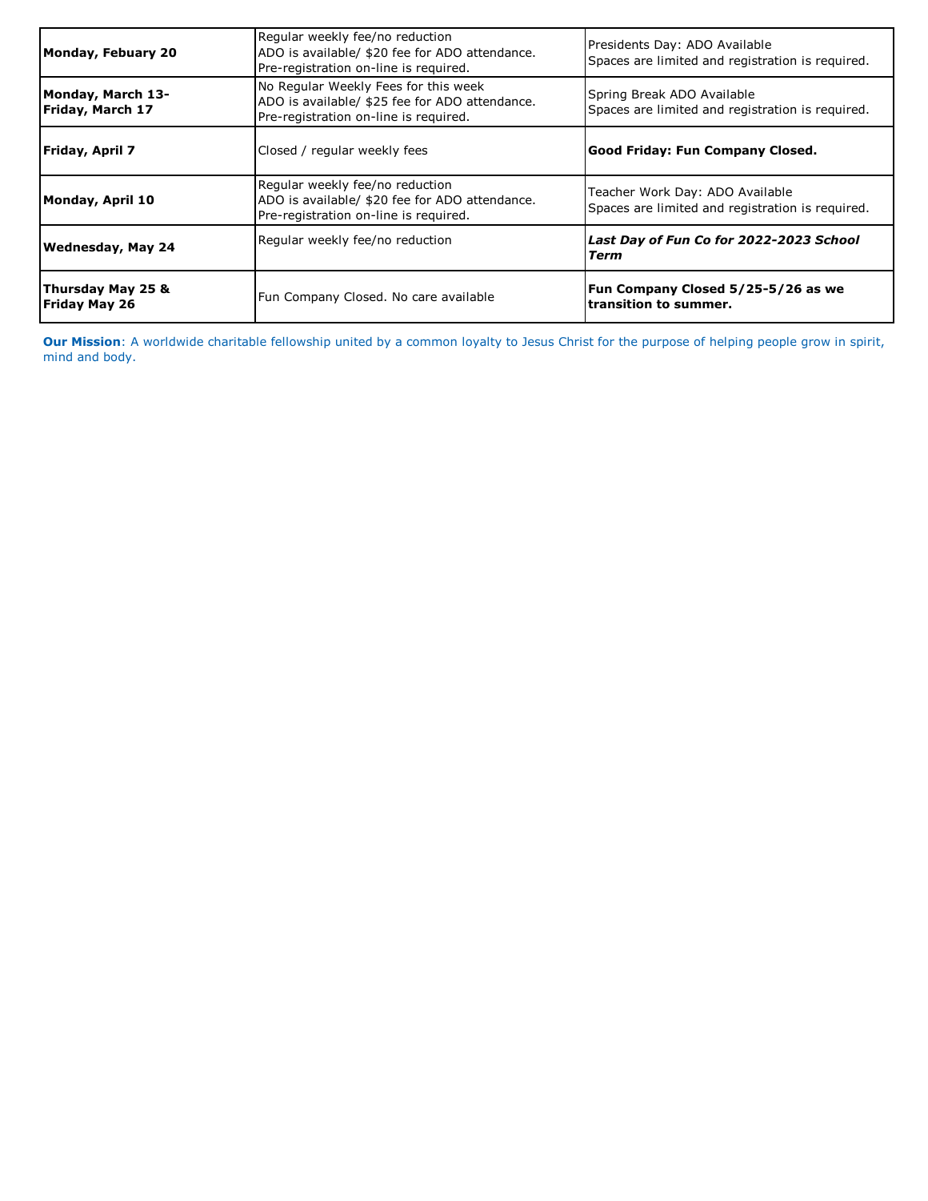| | | |
|---|---|---|
| **Monday, Febuary 20** | Regular weekly fee/no reduction<br>ADO is available/ $20 fee for ADO attendance.<br>Pre-registration on-line is required. | Presidents Day: ADO Available<br>Spaces are limited and registration is required. |
| **Monday, March 13-<br>Friday, March 17** | No Regular Weekly Fees for this week<br>ADO is available/ $25 fee for ADO attendance.<br>Pre-registration on-line is required. | Spring Break ADO Available<br>Spaces are limited and registration is required. |
| **Friday, April 7** | Closed / regular weekly fees | **Good Friday: Fun Company Closed.** |
| **Monday, April 10** | Regular weekly fee/no reduction<br>ADO is available/ $20 fee for ADO attendance.<br>Pre-registration on-line is required. | Teacher Work Day: ADO Available<br>Spaces are limited and registration is required. |
| **Wednesday, May 24** | Regular weekly fee/no reduction | ***Last Day of Fun Co for 2022-2023 School Term*** |
| **Thursday May 25 &<br>Friday May 26** | Fun Company Closed. No care available | **Fun Company Closed 5/25-5/26 as we transition to summer.** |

**Our Mission**: A worldwide charitable fellowship united by a common loyalty to Jesus Christ for the purpose of helping people grow in spirit, mind and body.